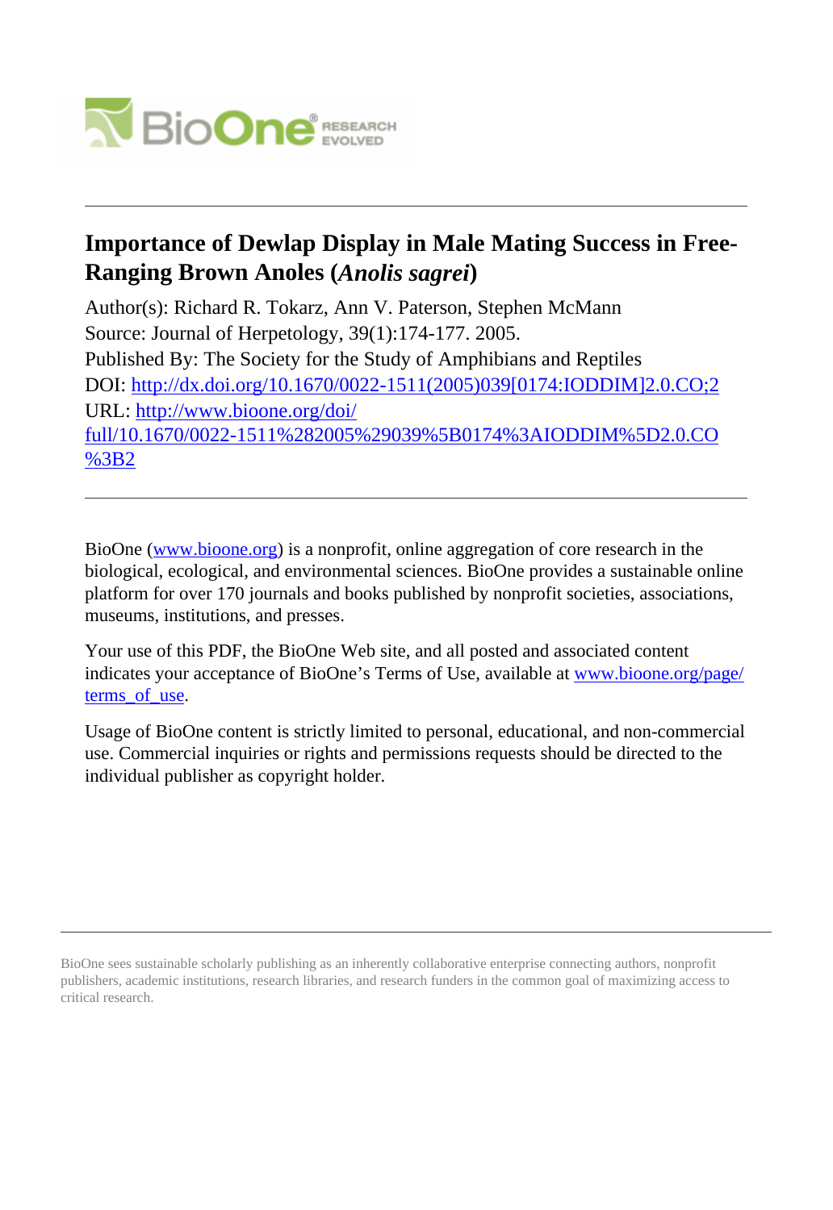# Importance of Dewlap Display in Male Mating Success in Free-Ranging Brown Anoles (*Anolis sagrei*)

Author(s): Richard R. Tokarz, Ann V. Paterson, Stephen McMann

Source: Journal of Herpetology, 39(1):174-177. 2005.

Published By: The Society for the Study of Amphibians and Reptiles

DOI: http://dx.doi.org/10.1670/0022-1511(2005)039[0174:IODDIM]2.0.CO;2

URL: http://www.bioone.org/doi/full/10.1670/0022-1511%282005%29039%5B0174%3AIODDIM%5D2.0.CO%3B2

---

BioOne (www.bioone.org) is a nonprofit, online aggregation of core research in the biological, ecological, and environmental sciences. BioOne provides a sustainable online platform for over 170 journals and books published by nonprofit societies, associations, museums, institutions, and presses.

Your use of this PDF, the BioOne Web site, and all posted and associated content indicates your acceptance of BioOne's Terms of Use, available at www.bioone.org/page/terms_of_use.

Usage of BioOne content is strictly limited to personal, educational, and non-commercial use. Commercial inquiries or rights and permissions requests should be directed to the individual publisher as copyright holder.

---

BioOne sees sustainable scholarly publishing as an inherently collaborative enterprise connecting authors, nonprofit publishers, academic institutions, research libraries, and research funders in the common goal of maximizing access to critical research.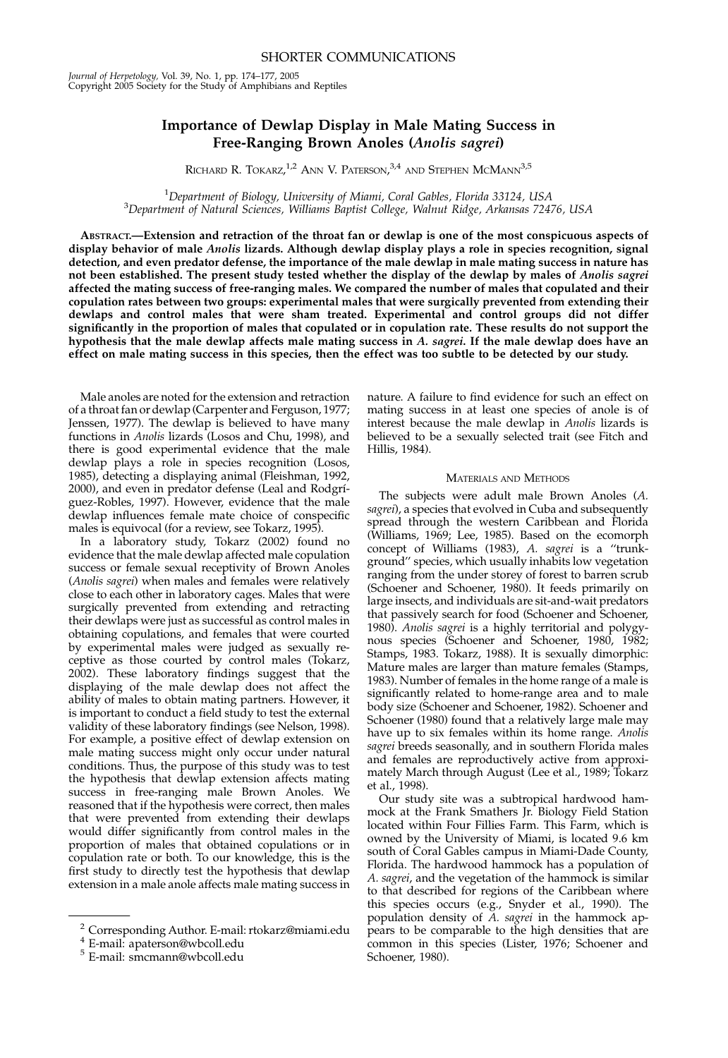SHORTER COMMUNICATIONS

# Importance of Dewlap Display in Male Mating Success in Free-Ranging Brown Anoles (*Anolis sagrei*)

Richard R. Tokarz,[1,2] Ann V. Paterson,[3,4] and Stephen McMann[3,5]

[1]Department of Biology, University of Miami, Coral Gables, Florida 33124, USA
[3]Department of Natural Sciences, Williams Baptist College, Walnut Ridge, Arkansas 72476, USA

**Abstract.—Extension and retraction of the throat fan or dewlap is one of the most conspicuous aspects of display behavior of male *Anolis* lizards. Although dewlap display plays a role in species recognition, signal detection, and even predator defense, the importance of the male dewlap in male mating success in nature has not been established. The present study tested whether the display of the dewlap by males of *Anolis sagrei* affected the mating success of free-ranging males. We compared the number of males that copulated and their copulation rates between two groups: experimental males that were surgically prevented from extending their dewlaps and control males that were sham treated. Experimental and control groups did not differ significantly in the proportion of males that copulated or in copulation rate. These results do not support the hypothesis that the male dewlap affects male mating success in *A. sagrei*. If the male dewlap does have an effect on male mating success in this species, then the effect was too subtle to be detected by our study.**

Male anoles are noted for the extension and retraction of a throat fan or dewlap (Carpenter and Ferguson, 1977; Jenssen, 1977). The dewlap is believed to have many functions in *Anolis* lizards (Losos and Chu, 1998), and there is good experimental evidence that the male dewlap plays a role in species recognition (Losos, 1985), detecting a displaying animal (Fleishman, 1992, 2000), and even in predator defense (Leal and Rodríguez-Robles, 1997). However, evidence that the male dewlap influences female mate choice of conspecific males is equivocal (for a review, see Tokarz, 1995).

In a laboratory study, Tokarz (2002) found no evidence that the male dewlap affected male copulation success or female sexual receptivity of Brown Anoles (*Anolis sagrei*) when males and females were relatively close to each other in laboratory cages. Males that were surgically prevented from extending and retracting their dewlaps were just as successful as control males in obtaining copulations, and females that were courted by experimental males were judged as sexually receptive as those courted by control males (Tokarz, 2002). These laboratory findings suggest that the displaying of the male dewlap does not affect the ability of males to obtain mating partners. However, it is important to conduct a field study to test the external validity of these laboratory findings (see Nelson, 1998). For example, a positive effect of dewlap extension on male mating success might only occur under natural conditions. Thus, the purpose of this study was to test the hypothesis that dewlap extension affects mating success in free-ranging male Brown Anoles. We reasoned that if the hypothesis were correct, then males that were prevented from extending their dewlaps would differ significantly from control males in the proportion of males that obtained copulations or in copulation rate or both. To our knowledge, this is the first study to directly test the hypothesis that dewlap extension in a male anole affects male mating success in nature. A failure to find evidence for such an effect on mating success in at least one species of anole is of interest because the male dewlap in *Anolis* lizards is believed to be a sexually selected trait (see Fitch and Hillis, 1984).

## Materials and Methods

The subjects were adult male Brown Anoles (*A. sagrei*), a species that evolved in Cuba and subsequently spread through the western Caribbean and Florida (Williams, 1969; Lee, 1985). Based on the ecomorph concept of Williams (1983), *A. sagrei* is a "trunk-ground" species, which usually inhabits low vegetation ranging from the under storey of forest to barren scrub (Schoener and Schoener, 1980). It feeds primarily on large insects, and individuals are sit-and-wait predators that passively search for food (Schoener and Schoener, 1980). *Anolis sagrei* is a highly territorial and polygynous species (Schoener and Schoener, 1980, 1982; Stamps, 1983. Tokarz, 1988). It is sexually dimorphic: Mature males are larger than mature females (Stamps, 1983). Number of females in the home range of a male is significantly related to home-range area and to male body size (Schoener and Schoener, 1982). Schoener and Schoener (1980) found that a relatively large male may have up to six females within its home range. *Anolis sagrei* breeds seasonally, and in southern Florida males and females are reproductively active from approximately March through August (Lee et al., 1989; Tokarz et al., 1998).

Our study site was a subtropical hardwood hammock at the Frank Smathers Jr. Biology Field Station located within Four Fillies Farm. This Farm, which is owned by the University of Miami, is located 9.6 km south of Coral Gables campus in Miami-Dade County, Florida. The hardwood hammock has a population of *A. sagrei*, and the vegetation of the hammock is similar to that described for regions of the Caribbean where this species occurs (e.g., Snyder et al., 1990). The population density of *A. sagrei* in the hammock appears to be comparable to the high densities that are common in this species (Lister, 1976; Schoener and Schoener, 1980).

[2] Corresponding Author. E-mail: rtokarz@miami.edu
[4] E-mail: apaterson@wbcoll.edu
[5] E-mail: smcmann@wbcoll.edu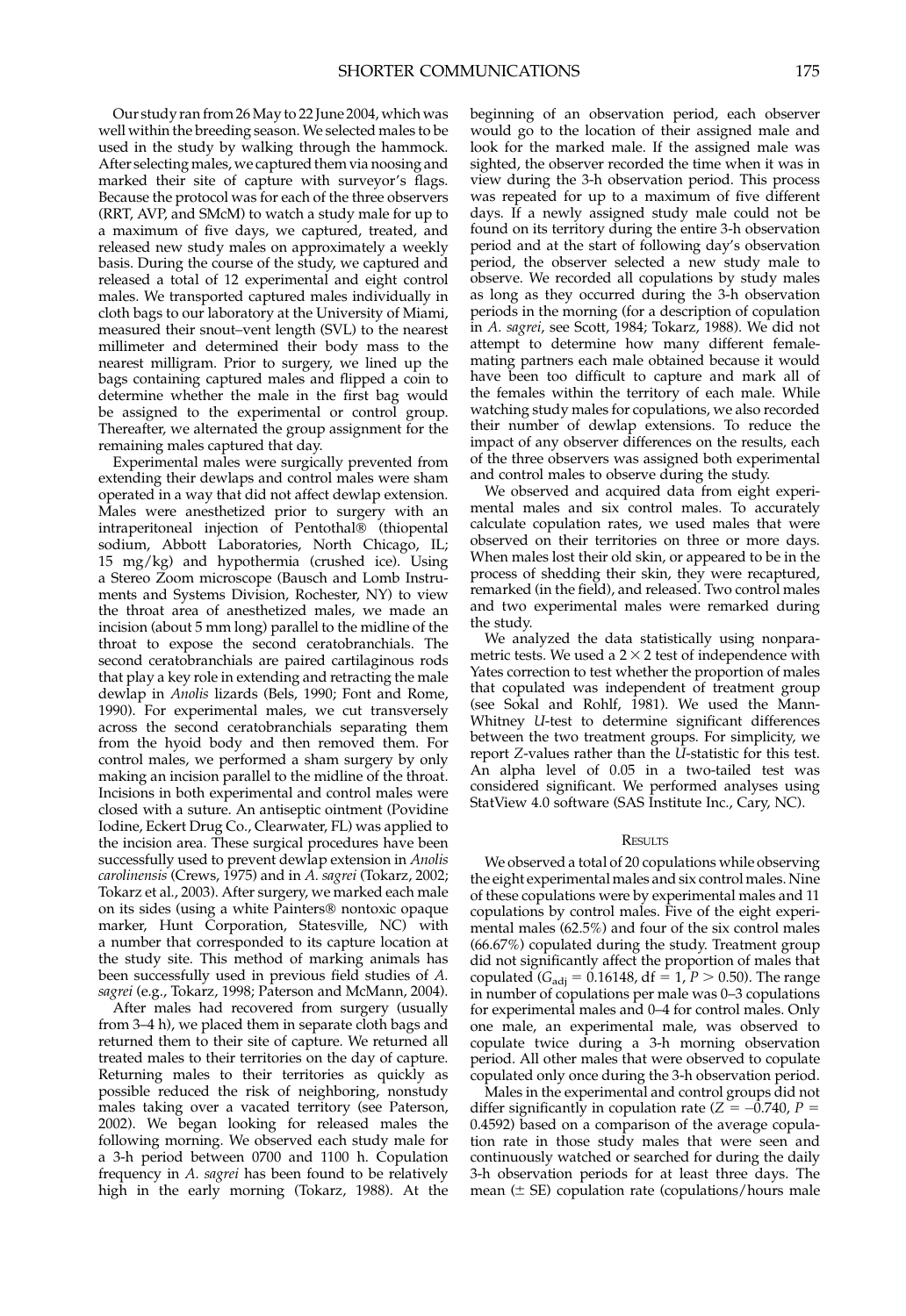Our study ran from 26 May to 22 June 2004, which was well within the breeding season. We selected males to be used in the study by walking through the hammock. After selecting males, we captured them via noosing and marked their site of capture with surveyor's flags. Because the protocol was for each of the three observers (RRT, AVP, and SMcM) to watch a study male for up to a maximum of five days, we captured, treated, and released new study males on approximately a weekly basis. During the course of the study, we captured and released a total of 12 experimental and eight control males. We transported captured males individually in cloth bags to our laboratory at the University of Miami, measured their snout–vent length (SVL) to the nearest millimeter and determined their body mass to the nearest milligram. Prior to surgery, we lined up the bags containing captured males and flipped a coin to determine whether the male in the first bag would be assigned to the experimental or control group. Thereafter, we alternated the group assignment for the remaining males captured that day.

Experimental males were surgically prevented from extending their dewlaps and control males were sham operated in a way that did not affect dewlap extension. Males were anesthetized prior to surgery with an intraperitoneal injection of Pentothal® (thiopental sodium, Abbott Laboratories, North Chicago, IL; 15 mg/kg) and hypothermia (crushed ice). Using a Stereo Zoom microscope (Bausch and Lomb Instruments and Systems Division, Rochester, NY) to view the throat area of anesthetized males, we made an incision (about 5 mm long) parallel to the midline of the throat to expose the second ceratobranchials. The second ceratobranchials are paired cartilaginous rods that play a key role in extending and retracting the male dewlap in *Anolis* lizards (Bels, 1990; Font and Rome, 1990). For experimental males, we cut transversely across the second ceratobranchials separating them from the hyoid body and then removed them. For control males, we performed a sham surgery by only making an incision parallel to the midline of the throat. Incisions in both experimental and control males were closed with a suture. An antiseptic ointment (Povidine Iodine, Eckert Drug Co., Clearwater, FL) was applied to the incision area. These surgical procedures have been successfully used to prevent dewlap extension in *Anolis carolinensis* (Crews, 1975) and in *A. sagrei* (Tokarz, 2002; Tokarz et al., 2003). After surgery, we marked each male on its sides (using a white Painters® nontoxic opaque marker, Hunt Corporation, Statesville, NC) with a number that corresponded to its capture location at the study site. This method of marking animals has been successfully used in previous field studies of *A. sagrei* (e.g., Tokarz, 1998; Paterson and McMann, 2004).

After males had recovered from surgery (usually from 3–4 h), we placed them in separate cloth bags and returned them to their site of capture. We returned all treated males to their territories on the day of capture. Returning males to their territories as quickly as possible reduced the risk of neighboring, nonstudy males taking over a vacated territory (see Paterson, 2002). We began looking for released males the following morning. We observed each study male for a 3-h period between 0700 and 1100 h. Copulation frequency in *A. sagrei* has been found to be relatively high in the early morning (Tokarz, 1988). At the beginning of an observation period, each observer would go to the location of their assigned male and look for the marked male. If the assigned male was sighted, the observer recorded the time when it was in view during the 3-h observation period. This process was repeated for up to a maximum of five different days. If a newly assigned study male could not be found on its territory during the entire 3-h observation period and at the start of following day's observation period, the observer selected a new study male to observe. We recorded all copulations by study males as long as they occurred during the 3-h observation periods in the morning (for a description of copulation in *A. sagrei*, see Scott, 1984; Tokarz, 1988). We did not attempt to determine how many different female-mating partners each male obtained because it would have been too difficult to capture and mark all of the females within the territory of each male. While watching study males for copulations, we also recorded their number of dewlap extensions. To reduce the impact of any observer differences on the results, each of the three observers was assigned both experimental and control males to observe during the study.

We observed and acquired data from eight experimental males and six control males. To accurately calculate copulation rates, we used males that were observed on their territories on three or more days. When males lost their old skin, or appeared to be in the process of shedding their skin, they were recaptured, remarked (in the field), and released. Two control males and two experimental males were remarked during the study.

We analyzed the data statistically using nonparametric tests. We used a $2 \times 2$ test of independence with Yates correction to test whether the proportion of males that copulated was independent of treatment group (see Sokal and Rohlf, 1981). We used the Mann-Whitney *U*-test to determine significant differences between the two treatment groups. For simplicity, we report *Z*-values rather than the *U*-statistic for this test. An alpha level of 0.05 in a two-tailed test was considered significant. We performed analyses using StatView 4.0 software (SAS Institute Inc., Cary, NC).

## Results

We observed a total of 20 copulations while observing the eight experimental males and six control males. Nine of these copulations were by experimental males and 11 copulations by control males. Five of the eight experimental males (62.5%) and four of the six control males (66.67%) copulated during the study. Treatment group did not significantly affect the proportion of males that copulated ($G_{adj} = 0.16148$, df = 1, $P > 0.50$). The range in number of copulations per male was 0–3 copulations for experimental males and 0–4 for control males. Only one male, an experimental male, was observed to copulate twice during a 3-h morning observation period. All other males that were observed to copulate copulated only once during the 3-h observation period.

Males in the experimental and control groups did not differ significantly in copulation rate ($Z = -0.740$, $P = 0.4592$) based on a comparison of the average copulation rate in those study males that were seen and continuously watched or searched for during the daily 3-h observation periods for at least three days. The mean (± SE) copulation rate (copulations/hours male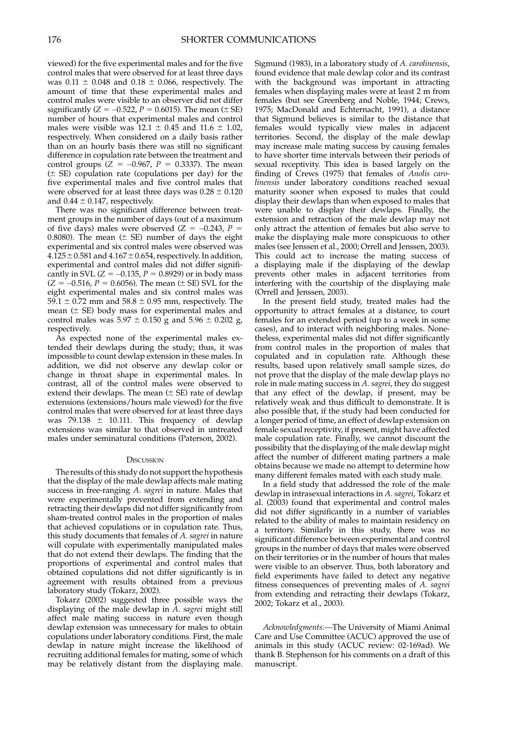viewed) for the five experimental males and for the five control males that were observed for at least three days was 0.11 ± 0.048 and 0.18 ± 0.066, respectively. The amount of time that these experimental males and control males were visible to an observer did not differ significantly ($Z = -0.522$, $P = 0.6015$). The mean (± SE) number of hours that experimental males and control males were visible was 12.1 ± 0.45 and 11.6 ± 1.02, respectively. When considered on a daily basis rather than on an hourly basis there was still no significant difference in copulation rate between the treatment and control groups ($Z = -0.967$, $P = 0.3337$). The mean (± SE) copulation rate (copulations per day) for the five experimental males and five control males that were observed for at least three days was 0.28 ± 0.120 and 0.44 ± 0.147, respectively.

There was no significant difference between treatment groups in the number of days (out of a maximum of five days) males were observed ($Z = -0.243$, $P = 0.8080$). The mean (± SE) number of days the eight experimental and six control males were observed was 4.125 ± 0.581 and 4.167 ± 0.654, respectively. In addition, experimental and control males did not differ significantly in SVL ($Z = -0.135$, $P = 0.8929$) or in body mass ($Z = -0.516$, $P = 0.6056$). The mean (± SE) SVL for the eight experimental males and six control males was 59.1 ± 0.72 mm and 58.8 ± 0.95 mm, respectively. The mean (± SE) body mass for experimental males and control males was 5.97 ± 0.150 g and 5.96 ± 0.202 g, respectively.

As expected none of the experimental males extended their dewlaps during the study; thus, it was impossible to count dewlap extension in these males. In addition, we did not observe any dewlap color or change in throat shape in experimental males. In contrast, all of the control males were observed to extend their dewlaps. The mean (± SE) rate of dewlap extensions (extensions/hours male viewed) for the five control males that were observed for at least three days was 79.138 ± 10.111. This frequency of dewlap extensions was similar to that observed in untreated males under seminatural conditions (Paterson, 2002).

## Discussion

The results of this study do not support the hypothesis that the display of the male dewlap affects male mating success in free-ranging *A. sagrei* in nature. Males that were experimentally prevented from extending and retracting their dewlaps did not differ significantly from sham-treated control males in the proportion of males that achieved copulations or in copulation rate. Thus, this study documents that females of *A. sagrei* in nature will copulate with experimentally manipulated males that do not extend their dewlaps. The finding that the proportions of experimental and control males that obtained copulations did not differ significantly is in agreement with results obtained from a previous laboratory study (Tokarz, 2002).

Tokarz (2002) suggested three possible ways the displaying of the male dewlap in *A. sagrei* might still affect male mating success in nature even though dewlap extension was unnecessary for males to obtain copulations under laboratory conditions. First, the male dewlap in nature might increase the likelihood of recruiting additional females for mating, some of which may be relatively distant from the displaying male. Sigmund (1983), in a laboratory study of *A. carolinensis*, found evidence that male dewlap color and its contrast with the background was important in attracting females when displaying males were at least 2 m from females (but see Greenberg and Noble, 1944; Crews, 1975; MacDonald and Echternacht, 1991), a distance that Sigmund believes is similar to the distance that females would typically view males in adjacent territories. Second, the display of the male dewlap may increase male mating success by causing females to have shorter time intervals between their periods of sexual receptivity. This idea is based largely on the finding of Crews (1975) that females of *Anolis carolinensis* under laboratory conditions reached sexual maturity sooner when exposed to males that could display their dewlaps than when exposed to males that were unable to display their dewlaps. Finally, the extension and retraction of the male dewlap may not only attract the attention of females but also serve to make the displaying male more conspicuous to other males (see Jenssen et al., 2000; Orrell and Jenssen, 2003). This could act to increase the mating success of a displaying male if the displaying of the dewlap prevents other males in adjacent territories from interfering with the courtship of the displaying male (Orrell and Jenssen, 2003).

In the present field study, treated males had the opportunity to attract females at a distance, to court females for an extended period (up to a week in some cases), and to interact with neighboring males. Nonetheless, experimental males did not differ significantly from control males in the proportion of males that copulated and in copulation rate. Although these results, based upon relatively small sample sizes, do not prove that the display of the male dewlap plays no role in male mating success in *A. sagrei*, they do suggest that any effect of the dewlap, if present, may be relatively weak and thus difficult to demonstrate. It is also possible that, if the study had been conducted for a longer period of time, an effect of dewlap extension on female sexual receptivity, if present, might have affected male copulation rate. Finally, we cannot discount the possibility that the displaying of the male dewlap might affect the number of different mating partners a male obtains because we made no attempt to determine how many different females mated with each study male.

In a field study that addressed the role of the male dewlap in intrasexual interactions in *A. sagrei*, Tokarz et al. (2003) found that experimental and control males did not differ significantly in a number of variables related to the ability of males to maintain residency on a territory. Similarly in this study, there was no significant difference between experimental and control groups in the number of days that males were observed on their territories or in the number of hours that males were visible to an observer. Thus, both laboratory and field experiments have failed to detect any negative fitness consequences of preventing males of *A. sagrei* from extending and retracting their dewlaps (Tokarz, 2002; Tokarz et al., 2003).

*Acknowledgments*.—The University of Miami Animal Care and Use Committee (ACUC) approved the use of animals in this study (ACUC review: 02-169ad). We thank B. Stephenson for his comments on a draft of this manuscript.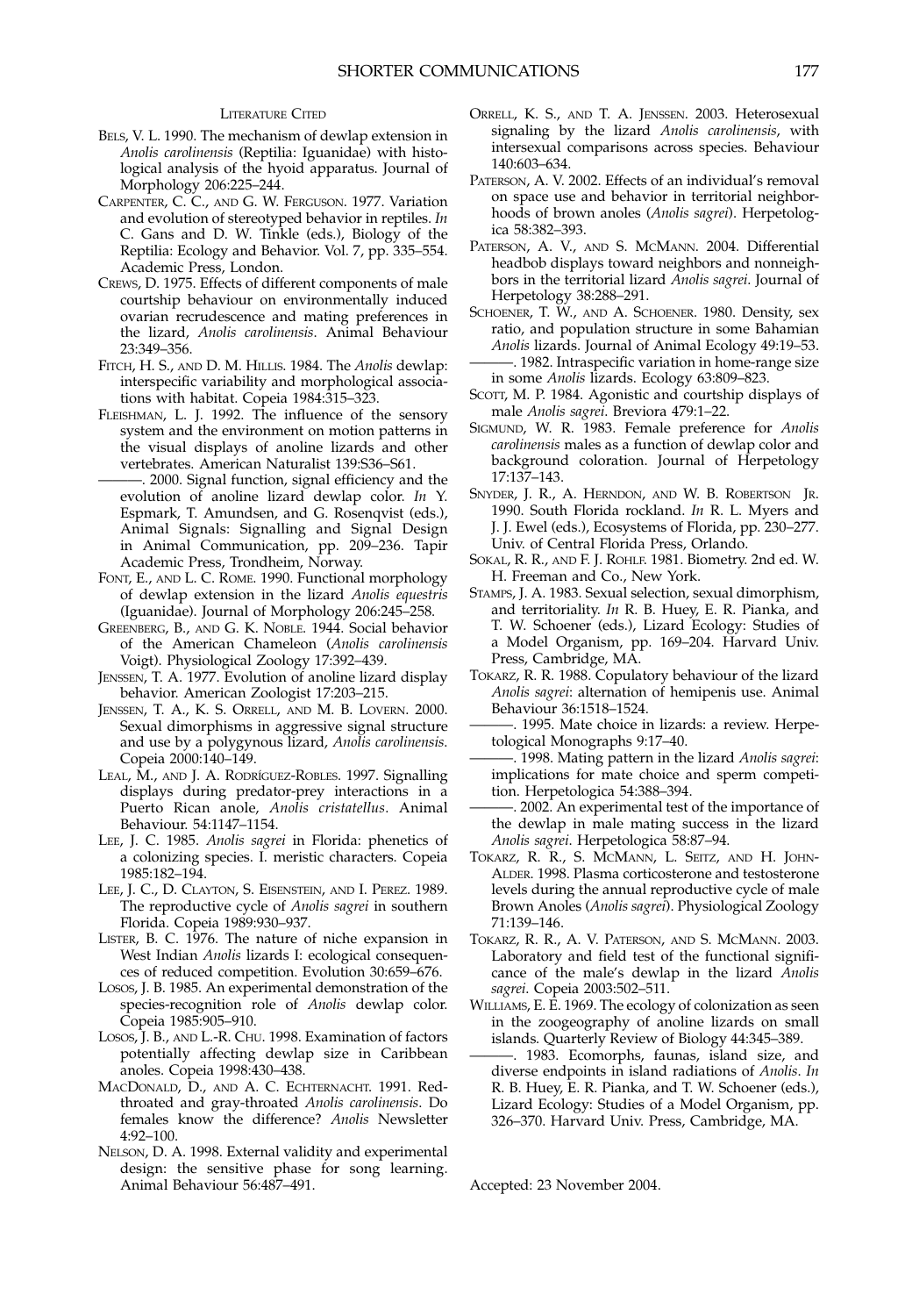## Literature Cited

Bels, V. L. 1990. The mechanism of dewlap extension in *Anolis carolinensis* (Reptilia: Iguanidae) with histological analysis of the hyoid apparatus. Journal of Morphology 206:225–244.

Carpenter, C. C., and G. W. Ferguson. 1977. Variation and evolution of stereotyped behavior in reptiles. *In* C. Gans and D. W. Tinkle (eds.), Biology of the Reptilia: Ecology and Behavior. Vol. 7, pp. 335–554. Academic Press, London.

Crews, D. 1975. Effects of different components of male courtship behaviour on environmentally induced ovarian recrudescence and mating preferences in the lizard, *Anolis carolinensis*. Animal Behaviour 23:349–356.

Fitch, H. S., and D. M. Hillis. 1984. The *Anolis* dewlap: interspecific variability and morphological associations with habitat. Copeia 1984:315–323.

Fleishman, L. J. 1992. The influence of the sensory system and the environment on motion patterns in the visual displays of anoline lizards and other vertebrates. American Naturalist 139:S36–S61.

———. 2000. Signal function, signal efficiency and the evolution of anoline lizard dewlap color. *In* Y. Espmark, T. Amundsen, and G. Rosenqvist (eds.), Animal Signals: Signalling and Signal Design in Animal Communication, pp. 209–236. Tapir Academic Press, Trondheim, Norway.

Font, E., and L. C. Rome. 1990. Functional morphology of dewlap extension in the lizard *Anolis equestris* (Iguanidae). Journal of Morphology 206:245–258.

Greenberg, B., and G. K. Noble. 1944. Social behavior of the American Chameleon (*Anolis carolinensis* Voigt). Physiological Zoology 17:392–439.

Jenssen, T. A. 1977. Evolution of anoline lizard display behavior. American Zoologist 17:203–215.

Jenssen, T. A., K. S. Orrell, and M. B. Lovern. 2000. Sexual dimorphisms in aggressive signal structure and use by a polygynous lizard, *Anolis carolinensis*. Copeia 2000:140–149.

Leal, M., and J. A. Rodríguez-Robles. 1997. Signalling displays during predator-prey interactions in a Puerto Rican anole, *Anolis cristatellus*. Animal Behaviour. 54:1147–1154.

Lee, J. C. 1985. *Anolis sagrei* in Florida: phenetics of a colonizing species. I. meristic characters. Copeia 1985:182–194.

Lee, J. C., D. Clayton, S. Eisenstein, and I. Perez. 1989. The reproductive cycle of *Anolis sagrei* in southern Florida. Copeia 1989:930–937.

Lister, B. C. 1976. The nature of niche expansion in West Indian *Anolis* lizards I: ecological consequences of reduced competition. Evolution 30:659–676.

Losos, J. B. 1985. An experimental demonstration of the species-recognition role of *Anolis* dewlap color. Copeia 1985:905–910.

Losos, J. B., and L.-R. Chu. 1998. Examination of factors potentially affecting dewlap size in Caribbean anoles. Copeia 1998:430–438.

MacDonald, D., and A. C. Echternacht. 1991. Red-throated and gray-throated *Anolis carolinensis*. Do females know the difference? *Anolis* Newsletter 4:92–100.

Nelson, D. A. 1998. External validity and experimental design: the sensitive phase for song learning. Animal Behaviour 56:487–491.

Orrell, K. S., and T. A. Jenssen. 2003. Heterosexual signaling by the lizard *Anolis carolinensis*, with intersexual comparisons across species. Behaviour 140:603–634.

Paterson, A. V. 2002. Effects of an individual's removal on space use and behavior in territorial neighborhoods of brown anoles (*Anolis sagrei*). Herpetologica 58:382–393.

Paterson, A. V., and S. McMann. 2004. Differential headbob displays toward neighbors and nonneighbors in the territorial lizard *Anolis sagrei*. Journal of Herpetology 38:288–291.

Schoener, T. W., and A. Schoener. 1980. Density, sex ratio, and population structure in some Bahamian *Anolis* lizards. Journal of Animal Ecology 49:19–53.

———. 1982. Intraspecific variation in home-range size in some *Anolis* lizards. Ecology 63:809–823.

Scott, M. P. 1984. Agonistic and courtship displays of male *Anolis sagrei*. Breviora 479:1–22.

Sigmund, W. R. 1983. Female preference for *Anolis carolinensis* males as a function of dewlap color and background coloration. Journal of Herpetology 17:137–143.

Snyder, J. R., A. Herndon, and W. B. Robertson Jr. 1990. South Florida rockland. *In* R. L. Myers and J. J. Ewel (eds.), Ecosystems of Florida, pp. 230–277. Univ. of Central Florida Press, Orlando.

Sokal, R. R., and F. J. Rohlf. 1981. Biometry. 2nd ed. W. H. Freeman and Co., New York.

Stamps, J. A. 1983. Sexual selection, sexual dimorphism, and territoriality. *In* R. B. Huey, E. R. Pianka, and T. W. Schoener (eds.), Lizard Ecology: Studies of a Model Organism, pp. 169–204. Harvard Univ. Press, Cambridge, MA.

Tokarz, R. R. 1988. Copulatory behaviour of the lizard *Anolis sagrei*: alternation of hemipenis use. Animal Behaviour 36:1518–1524.

———. 1995. Mate choice in lizards: a review. Herpetological Monographs 9:17–40.

———. 1998. Mating pattern in the lizard *Anolis sagrei*: implications for mate choice and sperm competition. Herpetologica 54:388–394.

———. 2002. An experimental test of the importance of the dewlap in male mating success in the lizard *Anolis sagrei*. Herpetologica 58:87–94.

Tokarz, R. R., S. McMann, L. Seitz, and H. John-Alder. 1998. Plasma corticosterone and testosterone levels during the annual reproductive cycle of male Brown Anoles (*Anolis sagrei*). Physiological Zoology 71:139–146.

Tokarz, R. R., A. V. Paterson, and S. McMann. 2003. Laboratory and field test of the functional significance of the male's dewlap in the lizard *Anolis sagrei*. Copeia 2003:502–511.

Williams, E. E. 1969. The ecology of colonization as seen in the zoogeography of anoline lizards on small islands. Quarterly Review of Biology 44:345–389.

———. 1983. Ecomorphs, faunas, island size, and diverse endpoints in island radiations of *Anolis*. *In* R. B. Huey, E. R. Pianka, and T. W. Schoener (eds.), Lizard Ecology: Studies of a Model Organism, pp. 326–370. Harvard Univ. Press, Cambridge, MA.

Accepted: 23 November 2004.